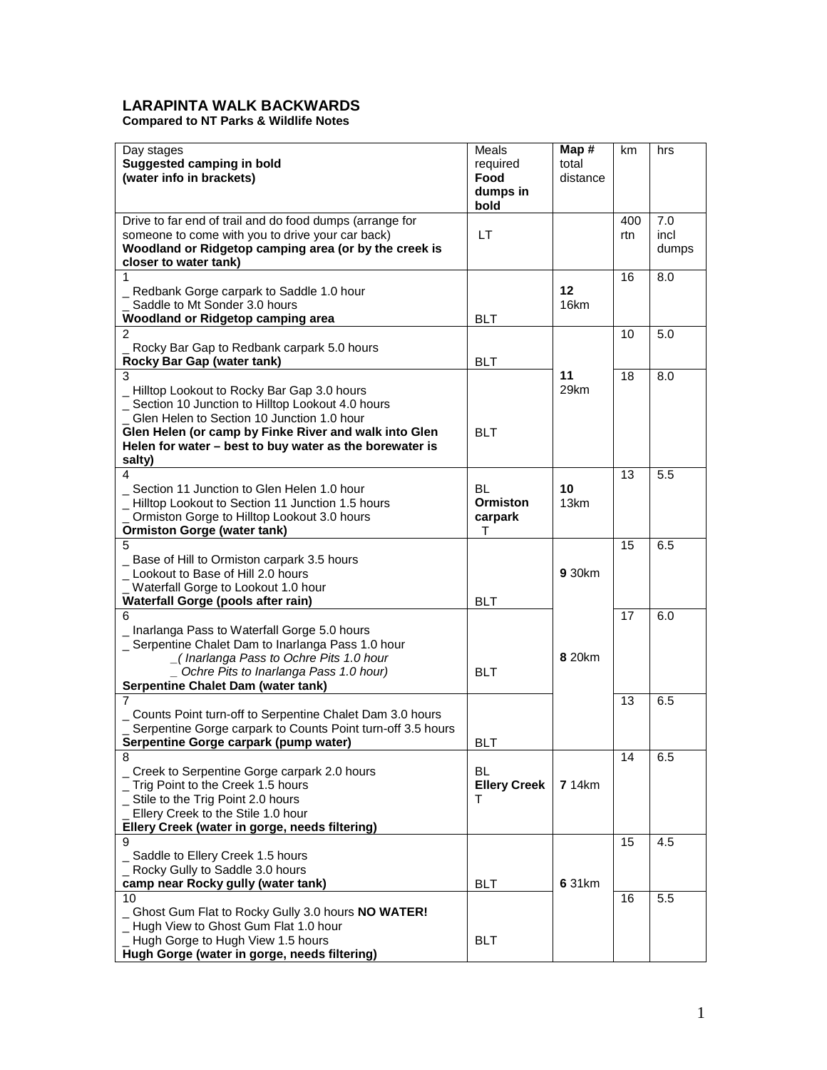# LARAPINTA WALK BACKWARDS

**Compared to NT Parks & Wildlife Notes**

| Day stages<br>**Suggested camping in bold**<br>**(water info in brackets)** | Meals required<br>**Food dumps in bold** | **Map #** total distance | km | hrs |
|---|---|---|---|---|
| Drive to far end of trail and do food dumps (arrange for someone to come with you to drive your car back)<br>**Woodland or Ridgetop camping area (or by the creek is closer to water tank)** | LT | | 400 rtn | 7.0 incl dumps |
| 1<br>_ Redbank Gorge carpark to Saddle 1.0 hour<br>_ Saddle to Mt Sonder 3.0 hours<br>**Woodland or Ridgetop camping area** | BLT | **12**<br>16km | 16 | 8.0 |
| 2<br>_ Rocky Bar Gap to Redbank carpark 5.0 hours<br>**Rocky Bar Gap (water tank)** | BLT | **11**<br>29km | 10 | 5.0 |
| 3<br>_ Hilltop Lookout to Rocky Bar Gap 3.0 hours<br>_ Section 10 Junction to Hilltop Lookout 4.0 hours<br>_ Glen Helen to Section 10 Junction 1.0 hour<br>**Glen Helen (or camp by Finke River and walk into Glen Helen for water – best to buy water as the borewater is salty)** | BLT | | 18 | 8.0 |
| 4<br>_ Section 11 Junction to Glen Helen 1.0 hour<br>_ Hilltop Lookout to Section 11 Junction 1.5 hours<br>_ Ormiston Gorge to Hilltop Lookout 3.0 hours<br>**Ormiston Gorge (water tank)** | BL<br>**Ormiston carpark**<br>T | **10**<br>13km | 13 | 5.5 |
| 5<br>_ Base of Hill to Ormiston carpark 3.5 hours<br>_ Lookout to Base of Hill 2.0 hours<br>_ Waterfall Gorge to Lookout 1.0 hour<br>**Waterfall Gorge (pools after rain)** | BLT | **9** 30km | 15 | 6.5 |
| 6<br>_ Inarlanga Pass to Waterfall Gorge 5.0 hours<br>_ Serpentine Chalet Dam to Inarlanga Pass 1.0 hour<br>*_( Inarlanga Pass to Ochre Pits 1.0 hour*<br>*_ Ochre Pits to Inarlanga Pass 1.0 hour)*<br>**Serpentine Chalet Dam (water tank)** | BLT | **8** 20km | 17 | 6.0 |
| 7<br>_ Counts Point turn-off to Serpentine Chalet Dam 3.0 hours<br>_ Serpentine Gorge carpark to Counts Point turn-off 3.5 hours<br>**Serpentine Gorge carpark (pump water)** | BLT | | 13 | 6.5 |
| 8<br>_ Creek to Serpentine Gorge carpark 2.0 hours<br>_ Trig Point to the Creek 1.5 hours<br>_ Stile to the Trig Point 2.0 hours<br>_ Ellery Creek to the Stile 1.0 hour<br>**Ellery Creek (water in gorge, needs filtering)** | BL<br>**Ellery Creek**<br>T | **7** 14km | 14 | 6.5 |
| 9<br>_ Saddle to Ellery Creek 1.5 hours<br>_ Rocky Gully to Saddle 3.0 hours<br>**camp near Rocky gully (water tank)** | BLT | **6** 31km | 15 | 4.5 |
| 10<br>_ Ghost Gum Flat to Rocky Gully 3.0 hours **NO WATER!**<br>_ Hugh View to Ghost Gum Flat 1.0 hour<br>_ Hugh Gorge to Hugh View 1.5 hours<br>**Hugh Gorge (water in gorge, needs filtering)** | BLT | | 16 | 5.5 |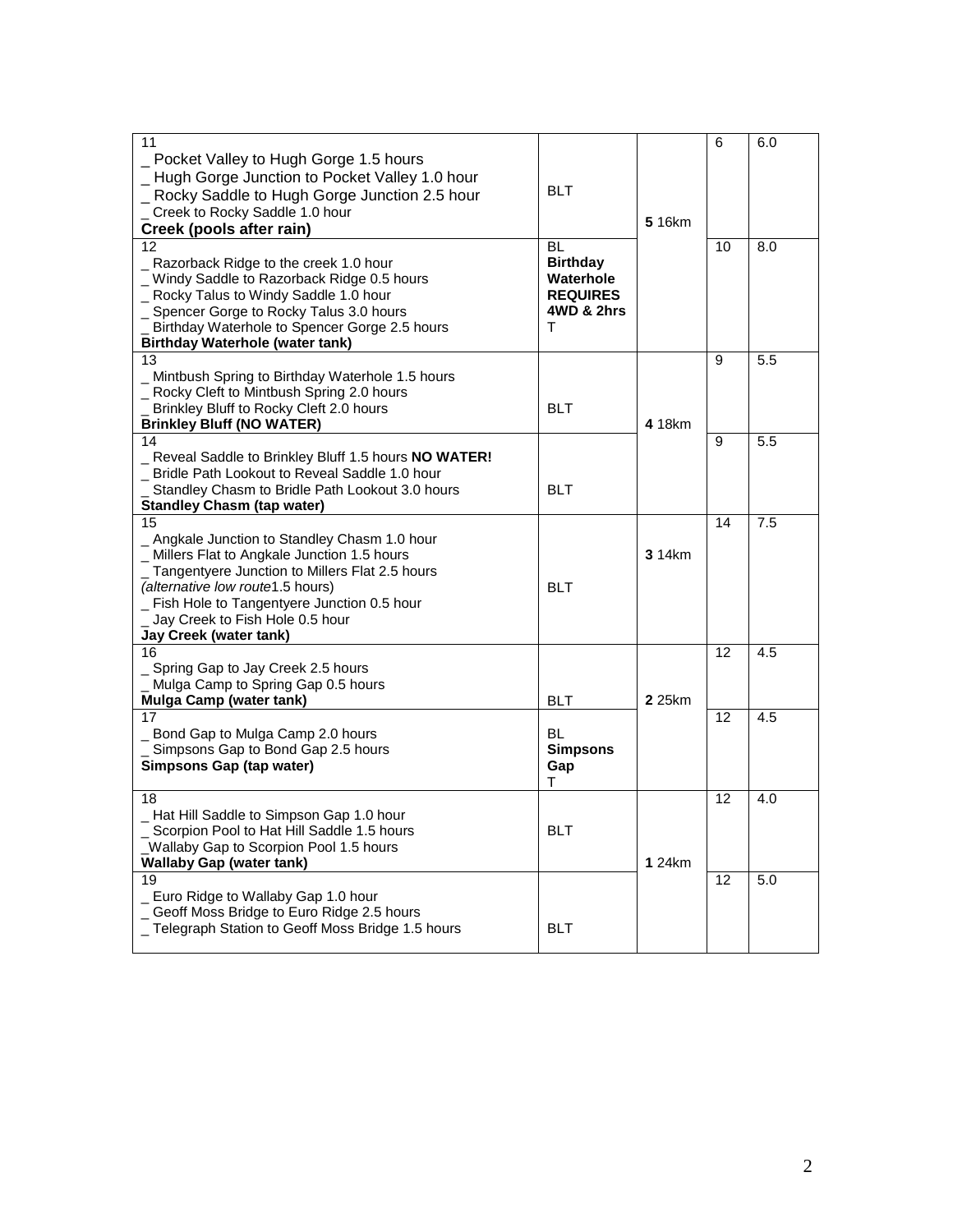| | | | | |
|---|---|---|---|---|
| 11<br>_ Pocket Valley to Hugh Gorge 1.5 hours<br>_ Hugh Gorge Junction to Pocket Valley 1.0 hour<br>_ Rocky Saddle to Hugh Gorge Junction 2.5 hour<br>_ Creek to Rocky Saddle 1.0 hour<br>**Creek (pools after rain)** | BLT | **5** 16km | 6 | 6.0 |
| 12<br>_ Razorback Ridge to the creek 1.0 hour<br>_ Windy Saddle to Razorback Ridge 0.5 hours<br>_ Rocky Talus to Windy Saddle 1.0 hour<br>_ Spencer Gorge to Rocky Talus 3.0 hours<br>_ Birthday Waterhole to Spencer Gorge 2.5 hours<br>**Birthday Waterhole (water tank)** | BL **Birthday Waterhole REQUIRES 4WD & 2hrs** T | | 10 | 8.0 |
| 13<br>_ Mintbush Spring to Birthday Waterhole 1.5 hours<br>_ Rocky Cleft to Mintbush Spring 2.0 hours<br>_ Brinkley Bluff to Rocky Cleft 2.0 hours<br>**Brinkley Bluff (NO WATER)** | BLT | **4** 18km | 9 | 5.5 |
| 14<br>_ Reveal Saddle to Brinkley Bluff 1.5 hours **NO WATER!**<br>_ Bridle Path Lookout to Reveal Saddle 1.0 hour<br>_ Standley Chasm to Bridle Path Lookout 3.0 hours<br>**Standley Chasm (tap water)** | BLT | | 9 | 5.5 |
| 15<br>_ Angkale Junction to Standley Chasm 1.0 hour<br>_ Millers Flat to Angkale Junction 1.5 hours<br>_ Tangentyere Junction to Millers Flat 2.5 hours<br>*(alternative low route*1.5 hours)<br>_ Fish Hole to Tangentyere Junction 0.5 hour<br>_ Jay Creek to Fish Hole 0.5 hour<br>**Jay Creek (water tank)** | BLT | **3** 14km | 14 | 7.5 |
| 16<br>_ Spring Gap to Jay Creek 2.5 hours<br>_ Mulga Camp to Spring Gap 0.5 hours<br>**Mulga Camp (water tank)** | BLT | **2** 25km | 12 | 4.5 |
| 17<br>_ Bond Gap to Mulga Camp 2.0 hours<br>_ Simpsons Gap to Bond Gap 2.5 hours<br>**Simpsons Gap (tap water)** | BL **Simpsons Gap** T | | 12 | 4.5 |
| 18<br>_ Hat Hill Saddle to Simpson Gap 1.0 hour<br>_ Scorpion Pool to Hat Hill Saddle 1.5 hours<br>_Wallaby Gap to Scorpion Pool 1.5 hours<br>**Wallaby Gap (water tank)** | BLT | **1** 24km | 12 | 4.0 |
| 19<br>_ Euro Ridge to Wallaby Gap 1.0 hour<br>_ Geoff Moss Bridge to Euro Ridge 2.5 hours<br>_ Telegraph Station to Geoff Moss Bridge 1.5 hours | BLT | | 12 | 5.0 |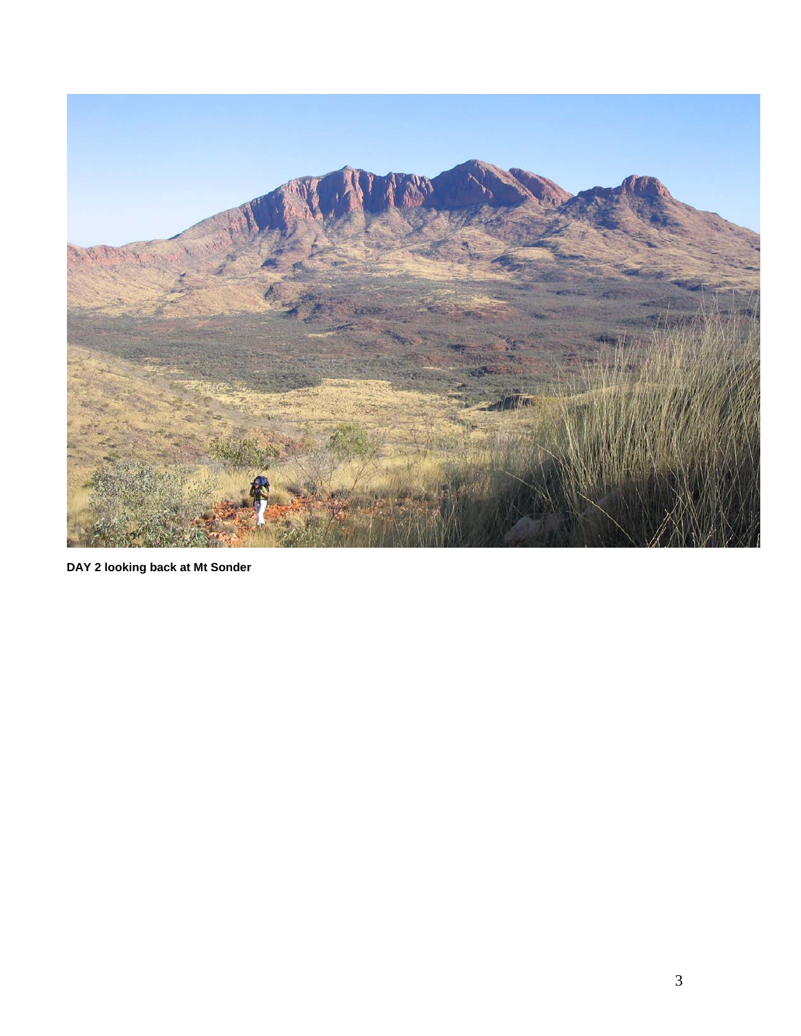**DAY 2 looking back at Mt Sonder**